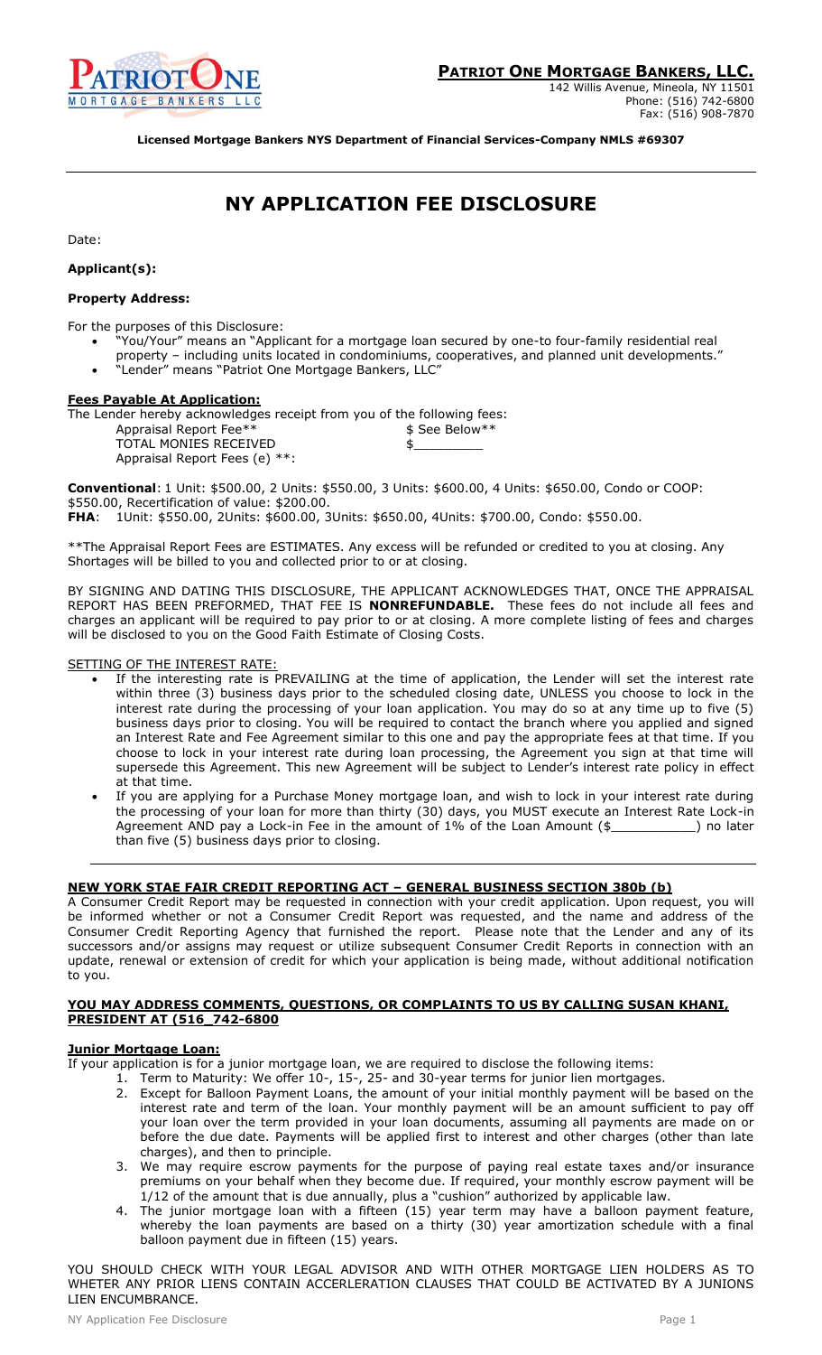**PATRIOT ONE MORTGAGE BANKERS, LLC.**
142 Willis Avenue, Mineola, NY 11501
Phone: (516) 742-6800
Fax: (516) 908-7870

**Licensed Mortgage Bankers NYS Department of Financial Services-Company NMLS #69307**

# NY APPLICATION FEE DISCLOSURE

Date:

**Applicant(s):**

**Property Address:**

For the purposes of this Disclosure:

- "You/Your" means an "Applicant for a mortgage loan secured by one-to four-family residential real property – including units located in condominiums, cooperatives, and planned unit developments."
- "Lender" means "Patriot One Mortgage Bankers, LLC"

**Fees Payable At Application:**

The Lender hereby acknowledges receipt from you of the following fees:

| | |
|---|---|
| Appraisal Report Fee** | $ See Below** |
| TOTAL MONIES RECEIVED | $_________ |
| Appraisal Report Fees (e) **: | |

**Conventional**: 1 Unit: $500.00, 2 Units: $550.00, 3 Units: $600.00, 4 Units: $650.00, Condo or COOP: $550.00, Recertification of value: $200.00.
**FHA**: 1Unit: $550.00, 2Units: $600.00, 3Units: $650.00, 4Units: $700.00, Condo: $550.00.

**The Appraisal Report Fees are ESTIMATES. Any excess will be refunded or credited to you at closing. Any Shortages will be billed to you and collected prior to or at closing.

BY SIGNING AND DATING THIS DISCLOSURE, THE APPLICANT ACKNOWLEDGES THAT, ONCE THE APPRAISAL REPORT HAS BEEN PREFORMED, THAT FEE IS **NONREFUNDABLE.** These fees do not include all fees and charges an applicant will be required to pay prior to or at closing. A more complete listing of fees and charges will be disclosed to you on the Good Faith Estimate of Closing Costs.

SETTING OF THE INTEREST RATE:

- If the interesting rate is PREVAILING at the time of application, the Lender will set the interest rate within three (3) business days prior to the scheduled closing date, UNLESS you choose to lock in the interest rate during the processing of your loan application. You may do so at any time up to five (5) business days prior to closing. You will be required to contact the branch where you applied and signed an Interest Rate and Fee Agreement similar to this one and pay the appropriate fees at that time. If you choose to lock in your interest rate during loan processing, the Agreement you sign at that time will supersede this Agreement. This new Agreement will be subject to Lender's interest rate policy in effect at that time.
- If you are applying for a Purchase Money mortgage loan, and wish to lock in your interest rate during the processing of your loan for more than thirty (30) days, you MUST execute an Interest Rate Lock-in Agreement AND pay a Lock-in Fee in the amount of 1% of the Loan Amount ($___________) no later than five (5) business days prior to closing.

**NEW YORK STAE FAIR CREDIT REPORTING ACT – GENERAL BUSINESS SECTION 380b (b)**

A Consumer Credit Report may be requested in connection with your credit application. Upon request, you will be informed whether or not a Consumer Credit Report was requested, and the name and address of the Consumer Credit Reporting Agency that furnished the report. Please note that the Lender and any of its successors and/or assigns may request or utilize subsequent Consumer Credit Reports in connection with an update, renewal or extension of credit for which your application is being made, without additional notification to you.

**YOU MAY ADDRESS COMMENTS, QUESTIONS, OR COMPLAINTS TO US BY CALLING SUSAN KHANI, PRESIDENT AT (516_742-6800**

**Junior Mortgage Loan:**

If your application is for a junior mortgage loan, we are required to disclose the following items:

1. Term to Maturity: We offer 10-, 15-, 25- and 30-year terms for junior lien mortgages.
2. Except for Balloon Payment Loans, the amount of your initial monthly payment will be based on the interest rate and term of the loan. Your monthly payment will be an amount sufficient to pay off your loan over the term provided in your loan documents, assuming all payments are made on or before the due date. Payments will be applied first to interest and other charges (other than late charges), and then to principle.
3. We may require escrow payments for the purpose of paying real estate taxes and/or insurance premiums on your behalf when they become due. If required, your monthly escrow payment will be 1/12 of the amount that is due annually, plus a "cushion" authorized by applicable law.
4. The junior mortgage loan with a fifteen (15) year term may have a balloon payment feature, whereby the loan payments are based on a thirty (30) year amortization schedule with a final balloon payment due in fifteen (15) years.

YOU SHOULD CHECK WITH YOUR LEGAL ADVISOR AND WITH OTHER MORTGAGE LIEN HOLDERS AS TO WHETER ANY PRIOR LIENS CONTAIN ACCERLERATION CLAUSES THAT COULD BE ACTIVATED BY A JUNIONS LIEN ENCUMBRANCE.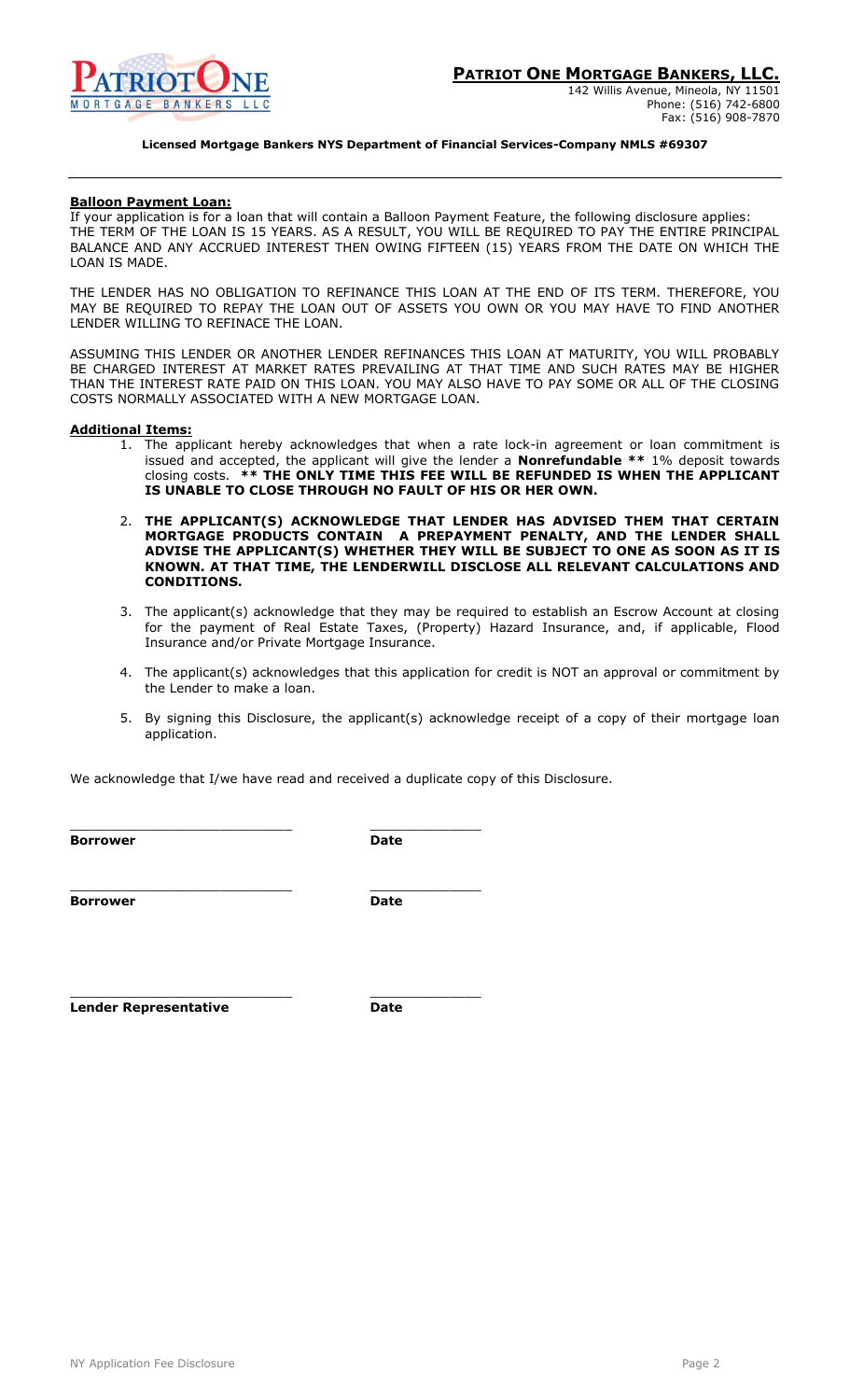**PATRIOT ONE MORTGAGE BANKERS, LLC.**
142 Willis Avenue, Mineola, NY 11501
Phone: (516) 742-6800
Fax: (516) 908-7870

**Licensed Mortgage Bankers NYS Department of Financial Services-Company NMLS #69307**

---

**Balloon Payment Loan:**

If your application is for a loan that will contain a Balloon Payment Feature, the following disclosure applies:
THE TERM OF THE LOAN IS 15 YEARS. AS A RESULT, YOU WILL BE REQUIRED TO PAY THE ENTIRE PRINCIPAL BALANCE AND ANY ACCRUED INTEREST THEN OWING FIFTEEN (15) YEARS FROM THE DATE ON WHICH THE LOAN IS MADE.

THE LENDER HAS NO OBLIGATION TO REFINANCE THIS LOAN AT THE END OF ITS TERM. THEREFORE, YOU MAY BE REQUIRED TO REPAY THE LOAN OUT OF ASSETS YOU OWN OR YOU MAY HAVE TO FIND ANOTHER LENDER WILLING TO REFINACE THE LOAN.

ASSUMING THIS LENDER OR ANOTHER LENDER REFINANCES THIS LOAN AT MATURITY, YOU WILL PROBABLY BE CHARGED INTEREST AT MARKET RATES PREVAILING AT THAT TIME AND SUCH RATES MAY BE HIGHER THAN THE INTEREST RATE PAID ON THIS LOAN. YOU MAY ALSO HAVE TO PAY SOME OR ALL OF THE CLOSING COSTS NORMALLY ASSOCIATED WITH A NEW MORTGAGE LOAN.

**Additional Items:**

1. The applicant hereby acknowledges that when a rate lock-in agreement or loan commitment is issued and accepted, the applicant will give the lender a **Nonrefundable \*\*** 1% deposit towards closing costs. **\*\* THE ONLY TIME THIS FEE WILL BE REFUNDED IS WHEN THE APPLICANT IS UNABLE TO CLOSE THROUGH NO FAULT OF HIS OR HER OWN.**

2. **THE APPLICANT(S) ACKNOWLEDGE THAT LENDER HAS ADVISED THEM THAT CERTAIN MORTGAGE PRODUCTS CONTAIN A PREPAYMENT PENALTY, AND THE LENDER SHALL ADVISE THE APPLICANT(S) WHETHER THEY WILL BE SUBJECT TO ONE AS SOON AS IT IS KNOWN. AT THAT TIME, THE LENDERWILL DISCLOSE ALL RELEVANT CALCULATIONS AND CONDITIONS.**

3. The applicant(s) acknowledge that they may be required to establish an Escrow Account at closing for the payment of Real Estate Taxes, (Property) Hazard Insurance, and, if applicable, Flood Insurance and/or Private Mortgage Insurance.

4. The applicant(s) acknowledges that this application for credit is NOT an approval or commitment by the Lender to make a loan.

5. By signing this Disclosure, the applicant(s) acknowledge receipt of a copy of their mortgage loan application.

We acknowledge that I/we have read and received a duplicate copy of this Disclosure.

\_\_\_\_\_\_\_\_\_\_\_\_\_\_\_\_\_\_\_\_\_\_\_\_\_\_ \_\_\_\_\_\_\_\_\_\_\_\_\_
**Borrower** **Date**

\_\_\_\_\_\_\_\_\_\_\_\_\_\_\_\_\_\_\_\_\_\_\_\_\_\_ \_\_\_\_\_\_\_\_\_\_\_\_\_
**Borrower** **Date**

\_\_\_\_\_\_\_\_\_\_\_\_\_\_\_\_\_\_\_\_\_\_\_\_\_\_ \_\_\_\_\_\_\_\_\_\_\_\_\_
**Lender Representative** **Date**